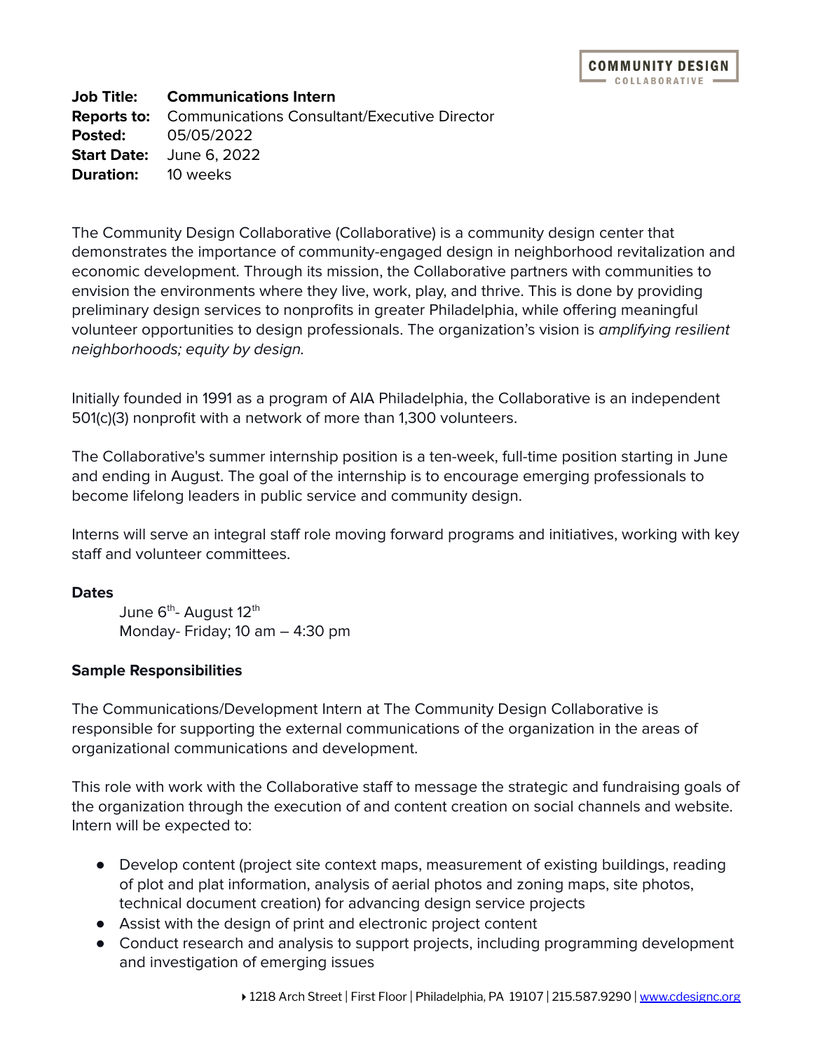COMMUNITY DESIGN
COLLABORATIVE

**Job Title:** **Communications Intern**
**Reports to:** Communications Consultant/Executive Director
**Posted:** 05/05/2022
**Start Date:** June 6, 2022
**Duration:** 10 weeks

The Community Design Collaborative (Collaborative) is a community design center that demonstrates the importance of community-engaged design in neighborhood revitalization and economic development. Through its mission, the Collaborative partners with communities to envision the environments where they live, work, play, and thrive. This is done by providing preliminary design services to nonprofits in greater Philadelphia, while offering meaningful volunteer opportunities to design professionals. The organization's vision is *amplifying resilient neighborhoods; equity by design.*

Initially founded in 1991 as a program of AIA Philadelphia, the Collaborative is an independent 501(c)(3) nonprofit with a network of more than 1,300 volunteers.

The Collaborative's summer internship position is a ten-week, full-time position starting in June and ending in August. The goal of the internship is to encourage emerging professionals to become lifelong leaders in public service and community design.

Interns will serve an integral staff role moving forward programs and initiatives, working with key staff and volunteer committees.

**Dates**

June 6th- August 12th
Monday- Friday; 10 am – 4:30 pm

**Sample Responsibilities**

The Communications/Development Intern at The Community Design Collaborative is responsible for supporting the external communications of the organization in the areas of organizational communications and development.

This role with work with the Collaborative staff to message the strategic and fundraising goals of the organization through the execution of and content creation on social channels and website. Intern will be expected to:

- Develop content (project site context maps, measurement of existing buildings, reading of plot and plat information, analysis of aerial photos and zoning maps, site photos, technical document creation) for advancing design service projects
- Assist with the design of print and electronic project content
- Conduct research and analysis to support projects, including programming development and investigation of emerging issues

1218 Arch Street | First Floor | Philadelphia, PA 19107 | 215.587.9290 | www.cdesignc.org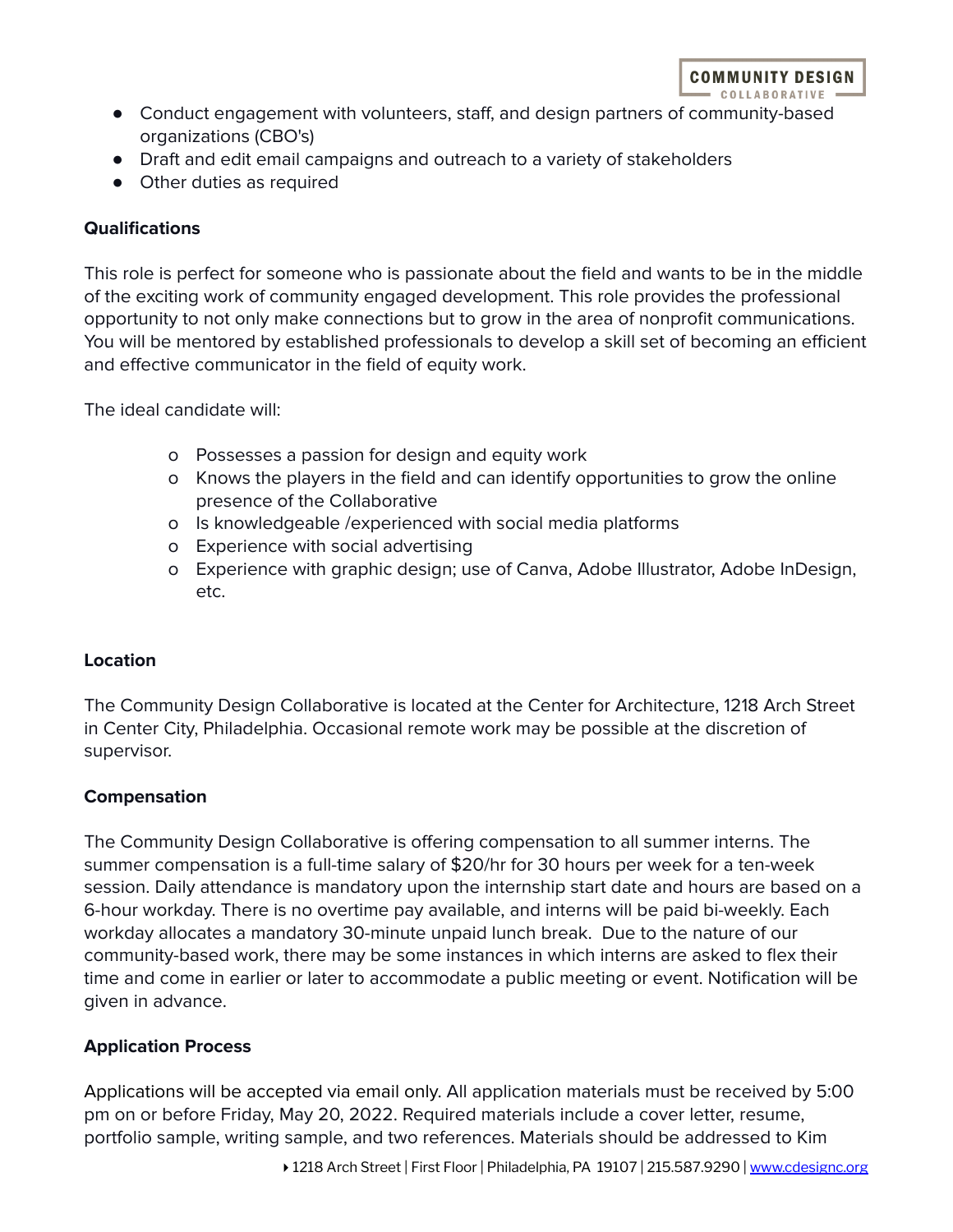- Conduct engagement with volunteers, staff, and design partners of community-based organizations (CBO's)
- Draft and edit email campaigns and outreach to a variety of stakeholders
- Other duties as required

**Qualifications**

This role is perfect for someone who is passionate about the field and wants to be in the middle of the exciting work of community engaged development. This role provides the professional opportunity to not only make connections but to grow in the area of nonprofit communications. You will be mentored by established professionals to develop a skill set of becoming an efficient and effective communicator in the field of equity work.

The ideal candidate will:

- Possesses a passion for design and equity work
- Knows the players in the field and can identify opportunities to grow the online presence of the Collaborative
- Is knowledgeable /experienced with social media platforms
- Experience with social advertising
- Experience with graphic design; use of Canva, Adobe Illustrator, Adobe InDesign, etc.

**Location**

The Community Design Collaborative is located at the Center for Architecture, 1218 Arch Street in Center City, Philadelphia. Occasional remote work may be possible at the discretion of supervisor.

**Compensation**

The Community Design Collaborative is offering compensation to all summer interns. The summer compensation is a full-time salary of $20/hr for 30 hours per week for a ten-week session. Daily attendance is mandatory upon the internship start date and hours are based on a 6-hour workday. There is no overtime pay available, and interns will be paid bi-weekly. Each workday allocates a mandatory 30-minute unpaid lunch break. Due to the nature of our community-based work, there may be some instances in which interns are asked to flex their time and come in earlier or later to accommodate a public meeting or event. Notification will be given in advance.

**Application Process**

Applications will be accepted via email only. All application materials must be received by 5:00 pm on or before Friday, May 20, 2022. Required materials include a cover letter, resume, portfolio sample, writing sample, and two references. Materials should be addressed to Kim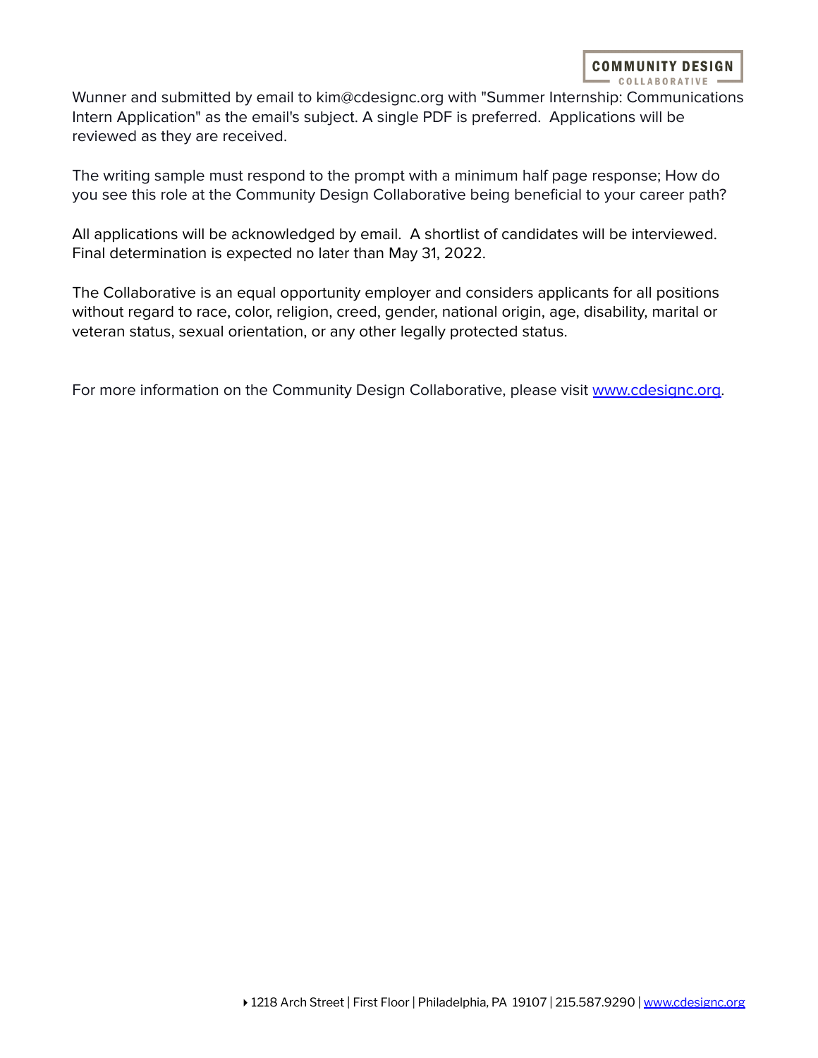Wunner and submitted by email to kim@cdesignc.org with "Summer Internship: Communications Intern Application" as the email's subject. A single PDF is preferred. Applications will be reviewed as they are received.

The writing sample must respond to the prompt with a minimum half page response; How do you see this role at the Community Design Collaborative being beneficial to your career path?

All applications will be acknowledged by email. A shortlist of candidates will be interviewed. Final determination is expected no later than May 31, 2022.

The Collaborative is an equal opportunity employer and considers applicants for all positions without regard to race, color, religion, creed, gender, national origin, age, disability, marital or veteran status, sexual orientation, or any other legally protected status.

For more information on the Community Design Collaborative, please visit [www.cdesignc.org](http://www.cdesignc.org).